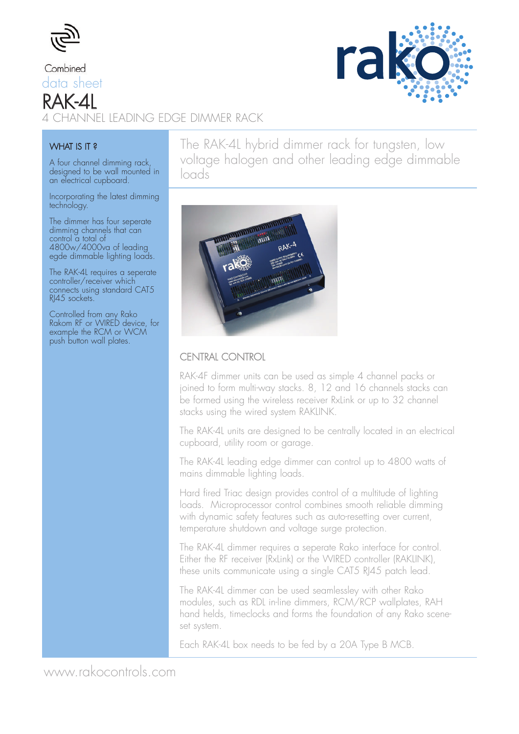Combined

data sheet

# RAK-4L

## 4 CHANNEL LEADING EDGE DIMMER RACK

### WHAT IS IT ?

A four channel dimming rack, designed to be wall mounted in an electrical cupboard.

Incorporating the latest dimming technology.

The dimmer has four seperate dimming channels that can control a total of 4800w/4000va of leading egde dimmable lighting loads.

The RAK-4L requires a seperate controller/receiver which connects using standard CAT5 RJ45 sockets.

Controlled from any Rako Rakom RF or WIRED device, for example the RCM or WCM push button wall plates.

The RAK-4L hybrid dimmer rack for tungsten, low voltage halogen and other leading edge dimmable loads

### CENTRAL CONTROL

RAK-4F dimmer units can be used as simple 4 channel packs or joined to form multi-way stacks. 8, 12 and 16 channels stacks can be formed using the wireless receiver RxLink or up to 32 channel stacks using the wired system RAKLINK.

The RAK-4L units are designed to be centrally located in an electrical cupboard, utility room or garage.

The RAK-4L leading edge dimmer can control up to 4800 watts of mains dimmable lighting loads.

Hard fired Triac design provides control of a multitude of lighting loads. Microprocessor control combines smooth reliable dimming with dynamic safety features such as auto-resetting over current, temperature shutdown and voltage surge protection.

The RAK-4L dimmer requires a seperate Rako interface for control. Either the RF receiver (RxLink) or the WIRED controller (RAKLINK), these units communicate using a single CAT5 RJ45 patch lead.

The RAK-4L dimmer can be used seamlessley with other Rako modules, such as RDL in-line dimmers, RCM/RCP wallplates, RAH hand helds, timeclocks and forms the foundation of any Rako scene-set system.

Each RAK-4L box needs to be fed by a 20A Type B MCB.

www.rakocontrols.com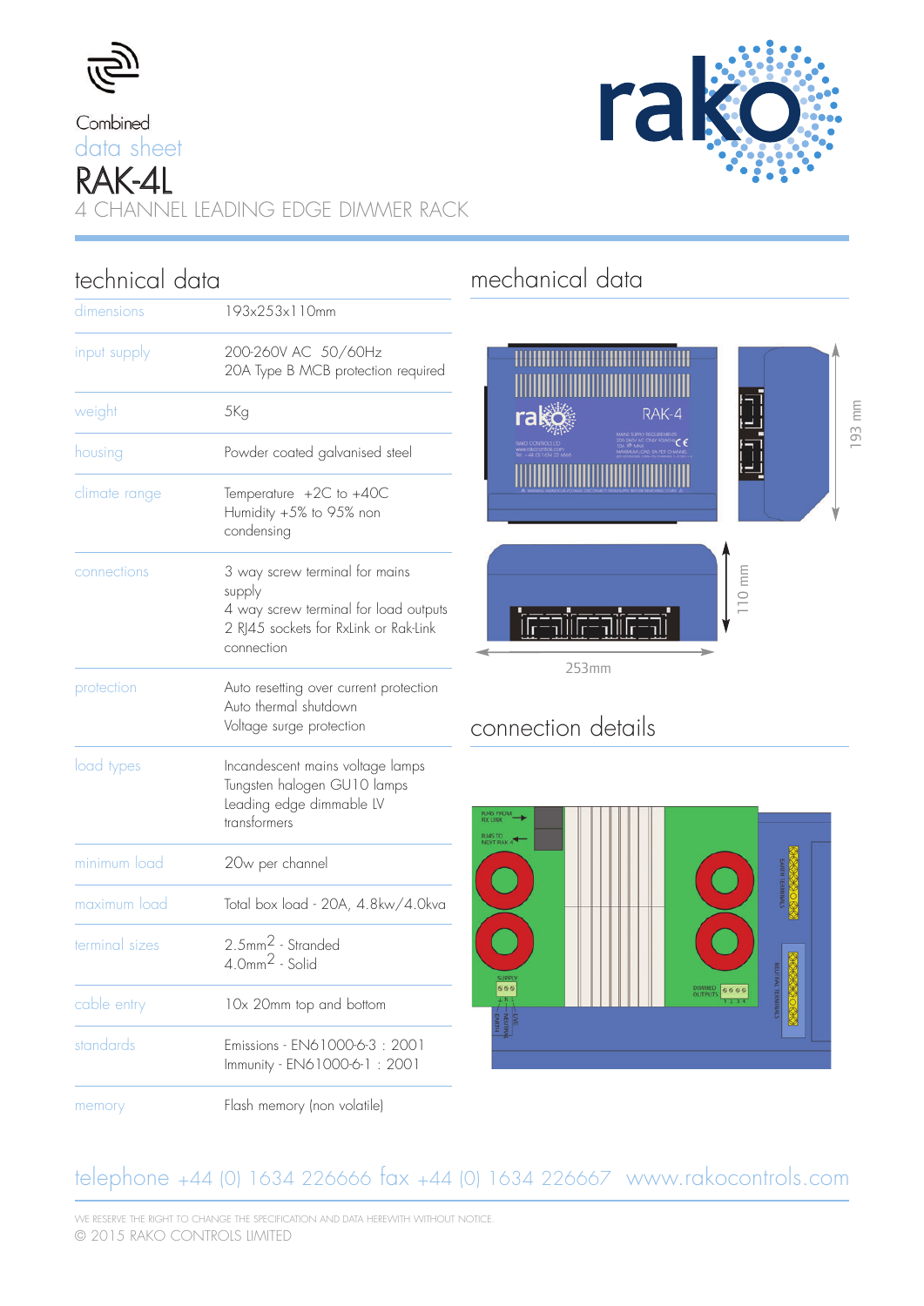Combined
data sheet

# RAK-4L

4 CHANNEL LEADING EDGE DIMMER RACK

## technical data

| | |
|---|---|
| dimensions | 193x253x110mm |
| input supply | 200-260V AC 50/60Hz<br>20A Type B MCB protection required |
| weight | 5Kg |
| housing | Powder coated galvanised steel |
| climate range | Temperature +2C to +40C<br>Humidity +5% to 95% non condensing |
| connections | 3 way screw terminal for mains supply<br>4 way screw terminal for load outputs<br>2 RJ45 sockets for RxLink or Rak-Link connection |
| protection | Auto resetting over current protection<br>Auto thermal shutdown<br>Voltage surge protection |
| load types | Incandescent mains voltage lamps<br>Tungsten halogen GU10 lamps<br>Leading edge dimmable LV transformers |
| minimum load | 20w per channel |
| maximum load | Total box load - 20A, 4.8kw/4.0kva |
| terminal sizes | 2.5mm$^2$ - Stranded<br>4.0mm$^2$ - Solid |
| cable entry | 10x 20mm top and bottom |
| standards | Emissions - EN61000-6-3 : 2001<br>Immunity - EN61000-6-1 : 2001 |
| memory | Flash memory (non volatile) |

## mechanical data

193 mm

110 mm

253mm

## connection details

telephone +44 (0) 1634 226666 fax +44 (0) 1634 226667 www.rakocontrols.com

WE RESERVE THE RIGHT TO CHANGE THE SPECIFICATION AND DATA HEREWITH WITHOUT NOTICE.
© 2015 RAKO CONTROLS LIMITED